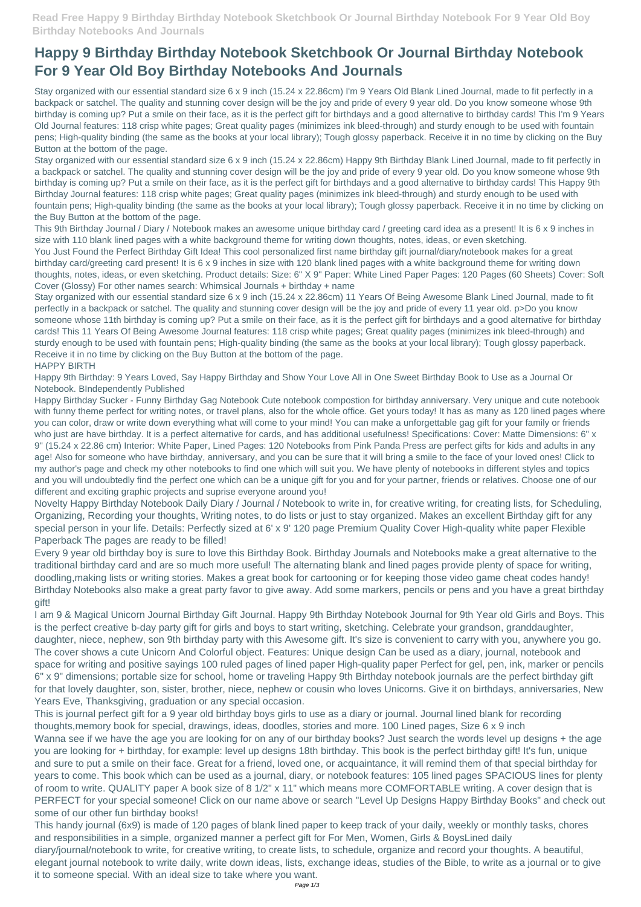# Happy 9 Birthday Birthday Notebook Sketchbook Or Journal Birthday Notebook For 9 Year Old Boy Birthday Notebooks And Journals

Stay organized with our essential standard size 6 x 9 inch (15.24 x 22.86cm) I'm 9 Years Old Blank Lined Journal, made to fit perfectly in a backpack or satchel. The quality and stunning cover design will be the joy and pride of every 9 year old. Do you know someone whose 9th birthday is coming up? Put a smile on their face, as it is the perfect gift for birthdays and a good alternative to birthday cards! This I'm 9 Years Old Journal features: 118 crisp white pages; Great quality pages (minimizes ink bleed-through) and sturdy enough to be used with fountain pens; High-quality binding (the same as the books at your local library); Tough glossy paperback. Receive it in no time by clicking on the Buy Button at the bottom of the page.

Stay organized with our essential standard size 6 x 9 inch (15.24 x 22.86cm) Happy 9th Birthday Blank Lined Journal, made to fit perfectly in a backpack or satchel. The quality and stunning cover design will be the joy and pride of every 9 year old. Do you know someone whose 9th birthday is coming up? Put a smile on their face, as it is the perfect gift for birthdays and a good alternative to birthday cards! This Happy 9th Birthday Journal features: 118 crisp white pages; Great quality pages (minimizes ink bleed-through) and sturdy enough to be used with fountain pens; High-quality binding (the same as the books at your local library); Tough glossy paperback. Receive it in no time by clicking on the Buy Button at the bottom of the page.

This 9th Birthday Journal / Diary / Notebook makes an awesome unique birthday card / greeting card idea as a present! It is 6 x 9 inches in size with 110 blank lined pages with a white background theme for writing down thoughts, notes, ideas, or even sketching.

You Just Found the Perfect Birthday Gift Idea! This cool personalized first name birthday gift journal/diary/notebook makes for a great birthday card/greeting card present! It is 6 x 9 inches in size with 120 blank lined pages with a white background theme for writing down thoughts, notes, ideas, or even sketching. Product details: Size: 6" X 9" Paper: White Lined Paper Pages: 120 Pages (60 Sheets) Cover: Soft Cover (Glossy) For other names search: Whimsical Journals + birthday + name

Stay organized with our essential standard size 6 x 9 inch (15.24 x 22.86cm) 11 Years Of Being Awesome Blank Lined Journal, made to fit perfectly in a backpack or satchel. The quality and stunning cover design will be the joy and pride of every 11 year old. p>Do you know someone whose 11th birthday is coming up? Put a smile on their face, as it is the perfect gift for birthdays and a good alternative for birthday cards! This 11 Years Of Being Awesome Journal features: 118 crisp white pages; Great quality pages (minimizes ink bleed-through) and sturdy enough to be used with fountain pens; High-quality binding (the same as the books at your local library); Tough glossy paperback. Receive it in no time by clicking on the Buy Button at the bottom of the page.

HAPPY BIRTH

Happy 9th Birthday: 9 Years Loved, Say Happy Birthday and Show Your Love All in One Sweet Birthday Book to Use as a Journal Or Notebook. BIndependently Published

Happy Birthday Sucker - Funny Birthday Gag Notebook Cute notebook compostion for birthday anniversary. Very unique and cute notebook with funny theme perfect for writing notes, or travel plans, also for the whole office. Get yours today! It has as many as 120 lined pages where you can color, draw or write down everything what will come to your mind! You can make a unforgettable gag gift for your family or friends who just are have birthday. It is a perfect alternative for cards, and has additional usefulness! Specifications: Cover: Matte Dimensions: 6" x 9" (15.24 x 22.86 cm) Interior: White Paper, Lined Pages: 120 Notebooks from Pink Panda Press are perfect gifts for kids and adults in any age! Also for someone who have birthday, anniversary, and you can be sure that it will bring a smile to the face of your loved ones! Click to my author's page and check my other notebooks to find one which will suit you. We have plenty of notebooks in different styles and topics and you will undoubtedly find the perfect one which can be a unique gift for you and for your partner, friends or relatives. Choose one of our different and exciting graphic projects and suprise everyone around you!

Novelty Happy Birthday Notebook Daily Diary / Journal / Notebook to write in, for creative writing, for creating lists, for Scheduling, Organizing, Recording your thoughts, Writing notes, to do lists or just to stay organized. Makes an excellent Birthday gift for any special person in your life. Details: Perfectly sized at 6' x 9' 120 page Premium Quality Cover High-quality white paper Flexible Paperback The pages are ready to be filled!

Every 9 year old birthday boy is sure to love this Birthday Book. Birthday Journals and Notebooks make a great alternative to the traditional birthday card and are so much more useful! The alternating blank and lined pages provide plenty of space for writing, doodling,making lists or writing stories. Makes a great book for cartooning or for keeping those video game cheat codes handy! Birthday Notebooks also make a great party favor to give away. Add some markers, pencils or pens and you have a great birthday gift!

I am 9 & Magical Unicorn Journal Birthday Gift Journal. Happy 9th Birthday Notebook Journal for 9th Year old Girls and Boys. This is the perfect creative b-day party gift for girls and boys to start writing, sketching. Celebrate your grandson, granddaughter, daughter, niece, nephew, son 9th birthday party with this Awesome gift. It's size is convenient to carry with you, anywhere you go. The cover shows a cute Unicorn And Colorful object. Features: Unique design Can be used as a diary, journal, notebook and space for writing and positive sayings 100 ruled pages of lined paper High-quality paper Perfect for gel, pen, ink, marker or pencils 6" x 9" dimensions; portable size for school, home or traveling Happy 9th Birthday notebook journals are the perfect birthday gift for that lovely daughter, son, sister, brother, niece, nephew or cousin who loves Unicorns. Give it on birthdays, anniversaries, New Years Eve, Thanksgiving, graduation or any special occasion.

This is journal perfect gift for a 9 year old birthday boys girls to use as a diary or journal. Journal lined blank for recording thoughts,memory book for special, drawings, ideas, doodles, stories and more. 100 Lined pages, Size 6 x 9 inch

Wanna see if we have the age you are looking for on any of our birthday books? Just search the words level up designs + the age you are looking for + birthday, for example: level up designs 18th birthday. This book is the perfect birthday gift! It's fun, unique and sure to put a smile on their face. Great for a friend, loved one, or acquaintance, it will remind them of that special birthday for years to come. This book which can be used as a journal, diary, or notebook features: 105 lined pages SPACIOUS lines for plenty of room to write. QUALITY paper A book size of 8 1/2" x 11" which means more COMFORTABLE writing. A cover design that is PERFECT for your special someone! Click on our name above or search "Level Up Designs Happy Birthday Books" and check out some of our other fun birthday books!

This handy journal (6x9) is made of 120 pages of blank lined paper to keep track of your daily, weekly or monthly tasks, chores and responsibilities in a simple, organized manner a perfect gift for For Men, Women, Girls & BoysLined daily diary/journal/notebook to write, for creative writing, to create lists, to schedule, organize and record your thoughts. A beautiful, elegant journal notebook to write daily, write down ideas, lists, exchange ideas, studies of the Bible, to write as a journal or to give it to someone special. With an ideal size to take where you want.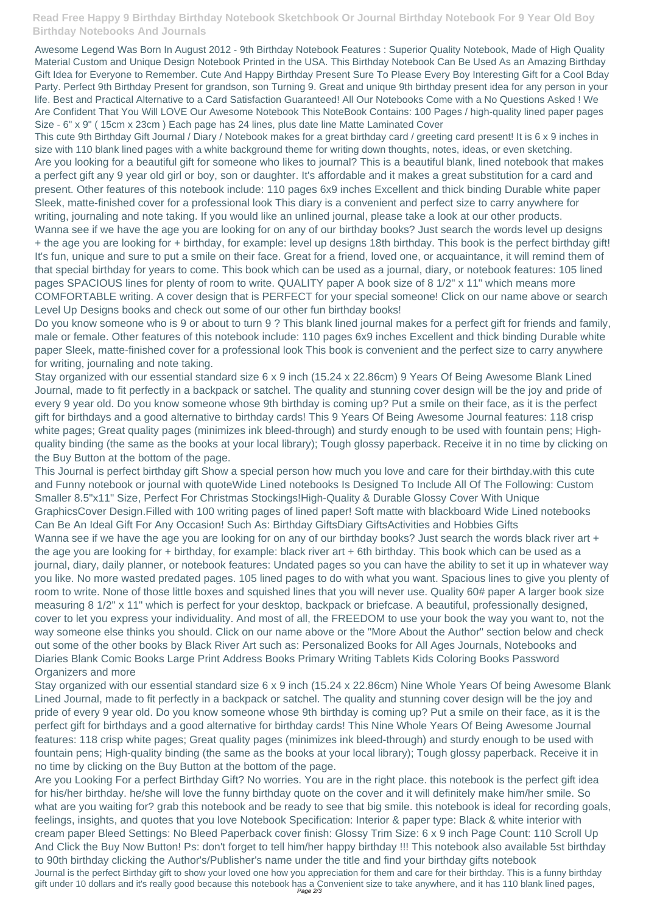Awesome Legend Was Born In August 2012 - 9th Birthday Notebook Features : Superior Quality Notebook, Made of High Quality Material Custom and Unique Design Notebook Printed in the USA. This Birthday Notebook Can Be Used As an Amazing Birthday Gift Idea for Everyone to Remember. Cute And Happy Birthday Present Sure To Please Every Boy Interesting Gift for a Cool Bday Party. Perfect 9th Birthday Present for grandson, son Turning 9. Great and unique 9th birthday present idea for any person in your life. Best and Practical Alternative to a Card Satisfaction Guaranteed! All Our Notebooks Come with a No Questions Asked ! We Are Confident That You Will LOVE Our Awesome Notebook This NoteBook Contains: 100 Pages / high-quality lined paper pages Size - 6" x 9" ( 15cm x 23cm ) Each page has 24 lines, plus date line Matte Laminated Cover

This cute 9th Birthday Gift Journal / Diary / Notebook makes for a great birthday card / greeting card present! It is 6 x 9 inches in size with 110 blank lined pages with a white background theme for writing down thoughts, notes, ideas, or even sketching.

Are you looking for a beautiful gift for someone who likes to journal? This is a beautiful blank, lined notebook that makes a perfect gift any 9 year old girl or boy, son or daughter. It's affordable and it makes a great substitution for a card and present. Other features of this notebook include: 110 pages 6x9 inches Excellent and thick binding Durable white paper Sleek, matte-finished cover for a professional look This diary is a convenient and perfect size to carry anywhere for writing, journaling and note taking. If you would like an unlined journal, please take a look at our other products.

Wanna see if we have the age you are looking for on any of our birthday books? Just search the words level up designs + the age you are looking for + birthday, for example: level up designs 18th birthday. This book is the perfect birthday gift! It's fun, unique and sure to put a smile on their face. Great for a friend, loved one, or acquaintance, it will remind them of that special birthday for years to come. This book which can be used as a journal, diary, or notebook features: 105 lined pages SPACIOUS lines for plenty of room to write. QUALITY paper A book size of 8 1/2" x 11" which means more COMFORTABLE writing. A cover design that is PERFECT for your special someone! Click on our name above or search Level Up Designs books and check out some of our other fun birthday books!

Do you know someone who is 9 or about to turn 9 ? This blank lined journal makes for a perfect gift for friends and family, male or female. Other features of this notebook include: 110 pages 6x9 inches Excellent and thick binding Durable white paper Sleek, matte-finished cover for a professional look This book is convenient and the perfect size to carry anywhere for writing, journaling and note taking.

Stay organized with our essential standard size 6 x 9 inch (15.24 x 22.86cm) 9 Years Of Being Awesome Blank Lined Journal, made to fit perfectly in a backpack or satchel. The quality and stunning cover design will be the joy and pride of every 9 year old. Do you know someone whose 9th birthday is coming up? Put a smile on their face, as it is the perfect gift for birthdays and a good alternative to birthday cards! This 9 Years Of Being Awesome Journal features: 118 crisp white pages; Great quality pages (minimizes ink bleed-through) and sturdy enough to be used with fountain pens; High-quality binding (the same as the books at your local library); Tough glossy paperback. Receive it in no time by clicking on the Buy Button at the bottom of the page.

This Journal is perfect birthday gift Show a special person how much you love and care for their birthday.with this cute and Funny notebook or journal with quoteWide Lined notebooks Is Designed To Include All Of The Following: Custom Smaller 8.5"x11" Size, Perfect For Christmas Stockings!High-Quality & Durable Glossy Cover With Unique GraphicsCover Design.Filled with 100 writing pages of lined paper! Soft matte with blackboard Wide Lined notebooks Can Be An Ideal Gift For Any Occasion! Such As: Birthday GiftsDiary GiftsActivities and Hobbies Gifts

Wanna see if we have the age you are looking for on any of our birthday books? Just search the words black river art + the age you are looking for + birthday, for example: black river art + 6th birthday. This book which can be used as a journal, diary, daily planner, or notebook features: Undated pages so you can have the ability to set it up in whatever way you like. No more wasted predated pages. 105 lined pages to do with what you want. Spacious lines to give you plenty of room to write. None of those little boxes and squished lines that you will never use. Quality 60# paper A larger book size measuring 8 1/2" x 11" which is perfect for your desktop, backpack or briefcase. A beautiful, professionally designed, cover to let you express your individuality. And most of all, the FREEDOM to use your book the way you want to, not the way someone else thinks you should. Click on our name above or the "More About the Author" section below and check out some of the other books by Black River Art such as: Personalized Books for All Ages Journals, Notebooks and Diaries Blank Comic Books Large Print Address Books Primary Writing Tablets Kids Coloring Books Password Organizers and more

Stay organized with our essential standard size 6 x 9 inch (15.24 x 22.86cm) Nine Whole Years Of being Awesome Blank Lined Journal, made to fit perfectly in a backpack or satchel. The quality and stunning cover design will be the joy and pride of every 9 year old. Do you know someone whose 9th birthday is coming up? Put a smile on their face, as it is the perfect gift for birthdays and a good alternative to birthday cards! This Nine Whole Years Of Being Awesome Journal features: 118 crisp white pages; Great quality pages (minimizes ink bleed-through) and sturdy enough to be used with fountain pens; High-quality binding (the same as the books at your local library); Tough glossy paperback. Receive it in no time by clicking on the Buy Button at the bottom of the page.

Are you Looking For a perfect Birthday Gift? No worries. You are in the right place. this notebook is the perfect gift idea for his/her birthday. he/she will love the funny birthday quote on the cover and it will definitely make him/her smile. So what are you waiting for? grab this notebook and be ready to see that big smile. this notebook is ideal for recording goals, feelings, insights, and quotes that you love Notebook Specification: Interior & paper type: Black & white interior with cream paper Bleed Settings: No Bleed Paperback cover finish: Glossy Trim Size: 6 x 9 inch Page Count: 110 Scroll Up And Click the Buy Now Button! Ps: don't forget to tell him/her happy birthday !!! This notebook also available 5st birthday to 90th birthday clicking the Author's/Publisher's name under the title and find your birthday gifts notebook

Journal is the perfect Birthday gift to show your loved one how you appreciation for them and care for their birthday. This is a funny birthday gift under 10 dollars and it's really good because this notebook has a Convenient size to take anywhere, and it has 110 blank lined pages,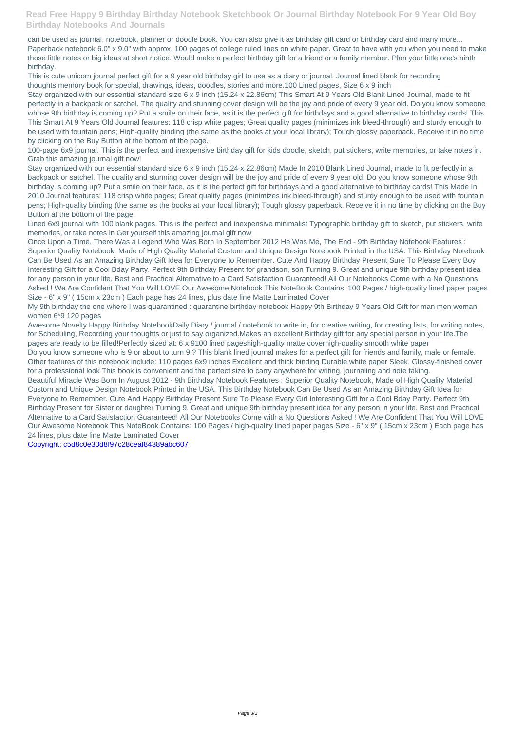can be used as journal, notebook, planner or doodle book. You can also give it as birthday gift card or birthday card and many more... Paperback notebook 6.0" x 9.0" with approx. 100 pages of college ruled lines on white paper. Great to have with you when you need to make those little notes or big ideas at short notice. Would make a perfect birthday gift for a friend or a family member. Plan your little one's ninth birthday.

This is cute unicorn journal perfect gift for a 9 year old birthday girl to use as a diary or journal. Journal lined blank for recording thoughts,memory book for special, drawings, ideas, doodles, stories and more.100 Lined pages, Size 6 x 9 inch

Stay organized with our essential standard size 6 x 9 inch (15.24 x 22.86cm) This Smart At 9 Years Old Blank Lined Journal, made to fit perfectly in a backpack or satchel. The quality and stunning cover design will be the joy and pride of every 9 year old. Do you know someone whose 9th birthday is coming up? Put a smile on their face, as it is the perfect gift for birthdays and a good alternative to birthday cards! This This Smart At 9 Years Old Journal features: 118 crisp white pages; Great quality pages (minimizes ink bleed-through) and sturdy enough to be used with fountain pens; High-quality binding (the same as the books at your local library); Tough glossy paperback. Receive it in no time by clicking on the Buy Button at the bottom of the page.

100-page 6x9 journal. This is the perfect and inexpensive birthday gift for kids doodle, sketch, put stickers, write memories, or take notes in. Grab this amazing journal gift now!

Stay organized with our essential standard size 6 x 9 inch (15.24 x 22.86cm) Made In 2010 Blank Lined Journal, made to fit perfectly in a backpack or satchel. The quality and stunning cover design will be the joy and pride of every 9 year old. Do you know someone whose 9th birthday is coming up? Put a smile on their face, as it is the perfect gift for birthdays and a good alternative to birthday cards! This Made In 2010 Journal features: 118 crisp white pages; Great quality pages (minimizes ink bleed-through) and sturdy enough to be used with fountain pens; High-quality binding (the same as the books at your local library); Tough glossy paperback. Receive it in no time by clicking on the Buy Button at the bottom of the page.

Lined 6x9 journal with 100 blank pages. This is the perfect and inexpensive minimalist Typographic birthday gift to sketch, put stickers, write memories, or take notes in Get yourself this amazing journal gift now

Once Upon a Time, There Was a Legend Who Was Born In September 2012 He Was Me, The End - 9th Birthday Notebook Features : Superior Quality Notebook, Made of High Quality Material Custom and Unique Design Notebook Printed in the USA. This Birthday Notebook Can Be Used As an Amazing Birthday Gift Idea for Everyone to Remember. Cute And Happy Birthday Present Sure To Please Every Boy Interesting Gift for a Cool Bday Party. Perfect 9th Birthday Present for grandson, son Turning 9. Great and unique 9th birthday present idea for any person in your life. Best and Practical Alternative to a Card Satisfaction Guaranteed! All Our Notebooks Come with a No Questions Asked ! We Are Confident That You Will LOVE Our Awesome Notebook This NoteBook Contains: 100 Pages / high-quality lined paper pages Size - 6" x 9" ( 15cm x 23cm ) Each page has 24 lines, plus date line Matte Laminated Cover

My 9th birthday the one where I was quarantined : quarantine birthday notebook Happy 9th Birthday 9 Years Old Gift for man men woman women 6*9 120 pages

Awesome Novelty Happy Birthday NotebookDaily Diary / journal / notebook to write in, for creative writing, for creating lists, for writing notes, for Scheduling, Recording your thoughts or just to say organized.Makes an excellent Birthday gift for any special person in your life.The pages are ready to be filled!Perfectly sized at: 6 x 9100 lined pageshigh-quality matte coverhigh-quality smooth white paper

Do you know someone who is 9 or about to turn 9 ? This blank lined journal makes for a perfect gift for friends and family, male or female. Other features of this notebook include: 110 pages 6x9 inches Excellent and thick binding Durable white paper Sleek, Glossy-finished cover for a professional look This book is convenient and the perfect size to carry anywhere for writing, journaling and note taking.

Beautiful Miracle Was Born In August 2012 - 9th Birthday Notebook Features : Superior Quality Notebook, Made of High Quality Material Custom and Unique Design Notebook Printed in the USA. This Birthday Notebook Can Be Used As an Amazing Birthday Gift Idea for Everyone to Remember. Cute And Happy Birthday Present Sure To Please Every Girl Interesting Gift for a Cool Bday Party. Perfect 9th Birthday Present for Sister or daughter Turning 9. Great and unique 9th birthday present idea for any person in your life. Best and Practical Alternative to a Card Satisfaction Guaranteed! All Our Notebooks Come with a No Questions Asked ! We Are Confident That You Will LOVE Our Awesome Notebook This NoteBook Contains: 100 Pages / high-quality lined paper pages Size - 6" x 9" ( 15cm x 23cm ) Each page has 24 lines, plus date line Matte Laminated Cover

Copyright: c5d8c0e30d8f97c28ceaf84389abc607